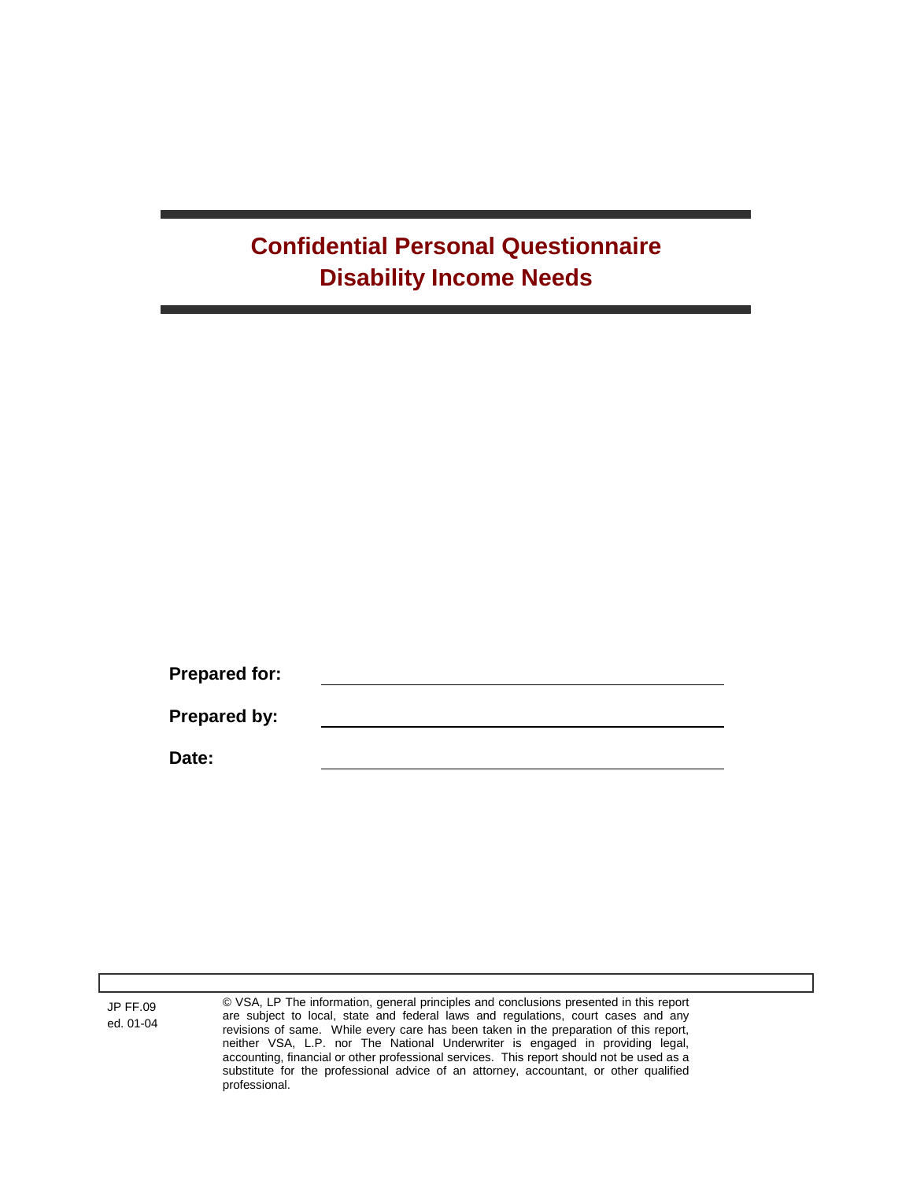# Confidential Personal Questionnaire
# Disability Income Needs

**Prepared for:** \_\_\_\_\_\_\_\_\_\_\_\_\_\_\_\_\_\_\_\_\_\_\_\_\_\_\_\_\_\_\_\_

**Prepared by:** \_\_\_\_\_\_\_\_\_\_\_\_\_\_\_\_\_\_\_\_\_\_\_\_\_\_\_\_\_\_\_\_

**Date:** \_\_\_\_\_\_\_\_\_\_\_\_\_\_\_\_\_\_\_\_\_\_\_\_\_\_\_\_\_\_\_\_

JP FF.09
ed. 01-04

© VSA, LP The information, general principles and conclusions presented in this report are subject to local, state and federal laws and regulations, court cases and any revisions of same. While every care has been taken in the preparation of this report, neither VSA, L.P. nor The National Underwriter is engaged in providing legal, accounting, financial or other professional services. This report should not be used as a substitute for the professional advice of an attorney, accountant, or other qualified professional.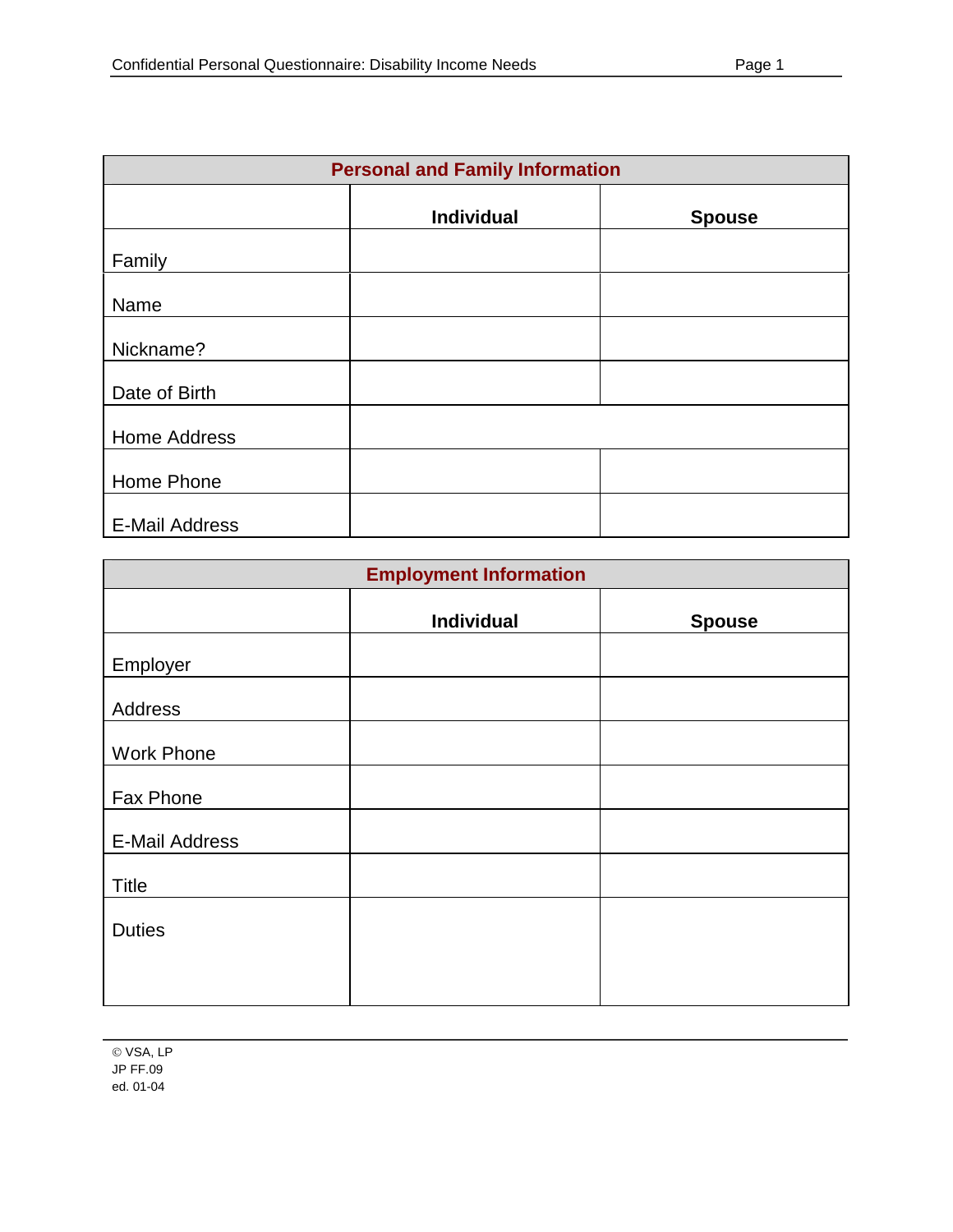## Personal and Family Information

| | Individual | Spouse |
|---|---|---|
| Family | | |
| Name | | |
| Nickname? | | |
| Date of Birth | | |
| Home Address | | |
| Home Phone | | |
| E-Mail Address | | |

## Employment Information

| | Individual | Spouse |
|---|---|---|
| Employer | | |
| Address | | |
| Work Phone | | |
| Fax Phone | | |
| E-Mail Address | | |
| Title | | |
| Duties | | |

© VSA, LP
JP FF.09
ed. 01-04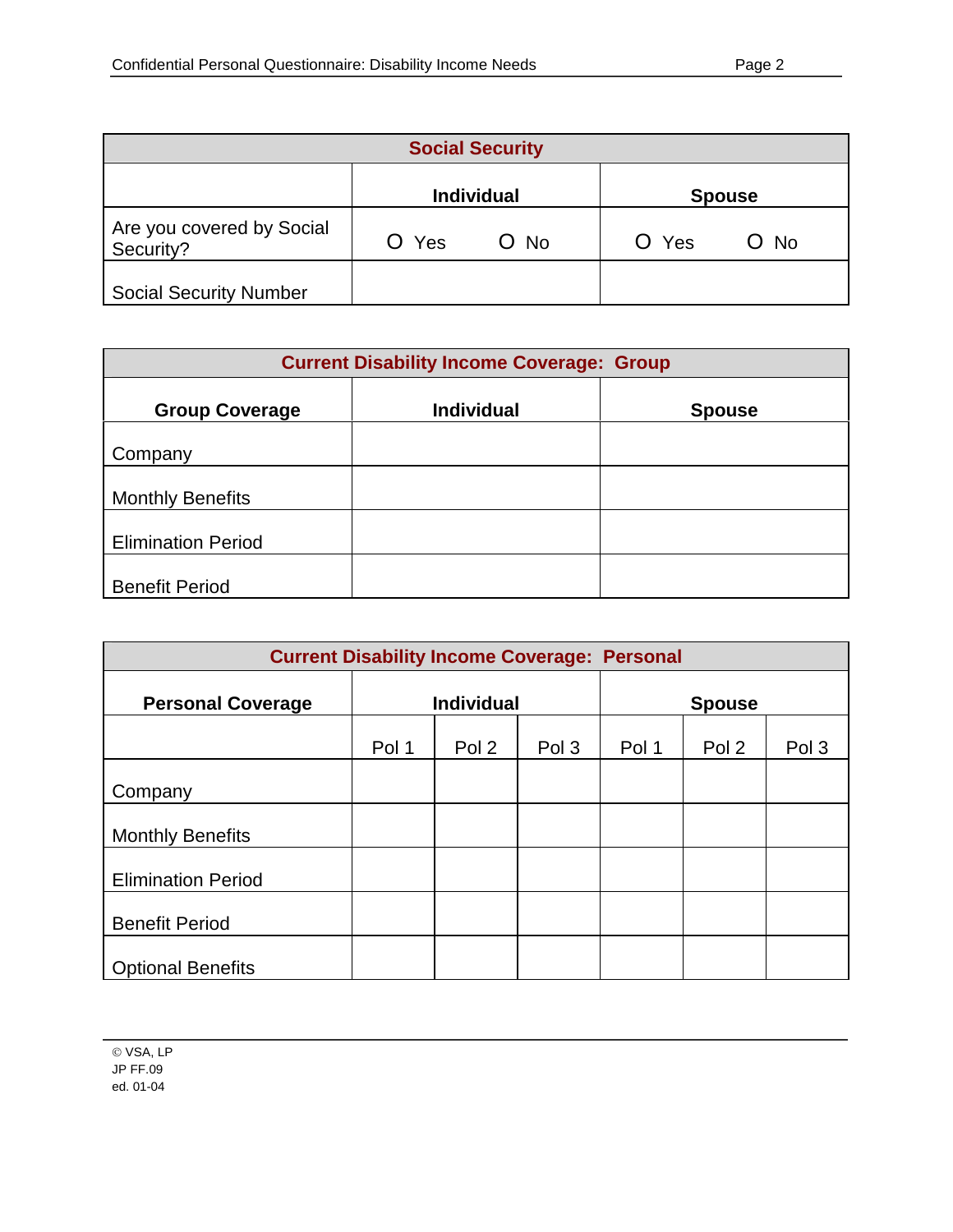| Social Security | | |
|---|---|---|
| | **Individual** | **Spouse** |
| Are you covered by Social Security? | O Yes O No | O Yes O No |
| Social Security Number | | |

| Current Disability Income Coverage: Group | | |
|---|---|---|
| **Group Coverage** | **Individual** | **Spouse** |
| Company | | |
| Monthly Benefits | | |
| Elimination Period | | |
| Benefit Period | | |

| Current Disability Income Coverage: Personal | | | | | | |
|---|---|---|---|---|---|---|
| **Personal Coverage** | **Individual** | | | **Spouse** | | |
| | Pol 1 | Pol 2 | Pol 3 | Pol 1 | Pol 2 | Pol 3 |
| Company | | | | | | |
| Monthly Benefits | | | | | | |
| Elimination Period | | | | | | |
| Benefit Period | | | | | | |
| Optional Benefits | | | | | | |

© VSA, LP
JP FF.09
ed. 01-04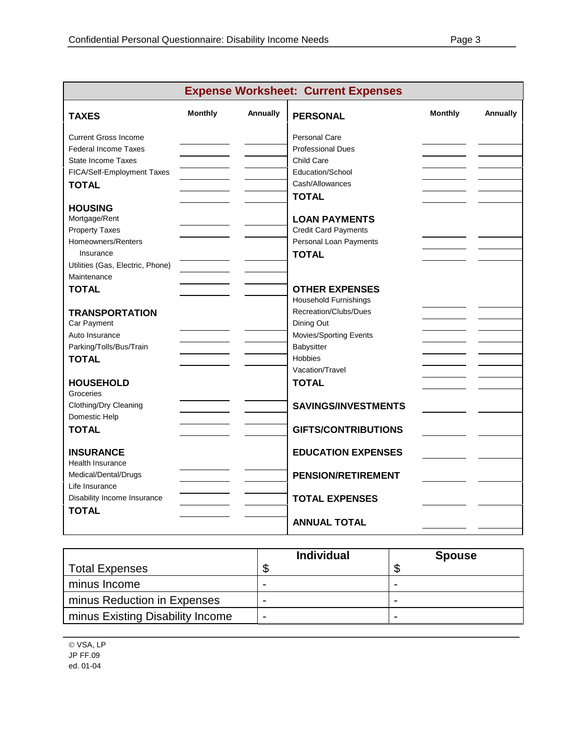## Expense Worksheet: Current Expenses

| TAXES | Monthly | Annually |
|---|---|---|
| Current Gross Income | | |
| Federal Income Taxes | | |
| State Income Taxes | | |
| FICA/Self-Employment Taxes | | |
| **TOTAL** | | |
| **HOUSING** | | |
| Mortgage/Rent | | |
| Property Taxes | | |
| Homeowners/Renters Insurance | | |
| Utilities (Gas, Electric, Phone) | | |
| Maintenance | | |
| **TOTAL** | | |
| **TRANSPORTATION** | | |
| Car Payment | | |
| Auto Insurance | | |
| Parking/Tolls/Bus/Train | | |
| **TOTAL** | | |
| **HOUSEHOLD** | | |
| Groceries | | |
| Clothing/Dry Cleaning | | |
| Domestic Help | | |
| **TOTAL** | | |
| **INSURANCE** | | |
| Health Insurance | | |
| Medical/Dental/Drugs | | |
| Life Insurance | | |
| Disability Income Insurance | | |
| **TOTAL** | | |

| PERSONAL | Monthly | Annually |
|---|---|---|
| Personal Care | | |
| Professional Dues | | |
| Child Care | | |
| Education/School | | |
| Cash/Allowances | | |
| **TOTAL** | | |
| **LOAN PAYMENTS** | | |
| Credit Card Payments | | |
| Personal Loan Payments | | |
| **TOTAL** | | |
| **OTHER EXPENSES** | | |
| Household Furnishings | | |
| Recreation/Clubs/Dues | | |
| Dining Out | | |
| Movies/Sporting Events | | |
| Babysitter | | |
| Hobbies | | |
| Vacation/Travel | | |
| **TOTAL** | | |
| **SAVINGS/INVESTMENTS** | | |
| **GIFTS/CONTRIBUTIONS** | | |
| **EDUCATION EXPENSES** | | |
| **PENSION/RETIREMENT** | | |
| **TOTAL EXPENSES** | | |
| **ANNUAL TOTAL** | | |

| | **Individual** | **Spouse** |
|---|---|---|
| Total Expenses | $ | $ |
| minus Income | - | - |
| minus Reduction in Expenses | - | - |
| minus Existing Disability Income | - | - |

© VSA, LP
JP FF.09
ed. 01-04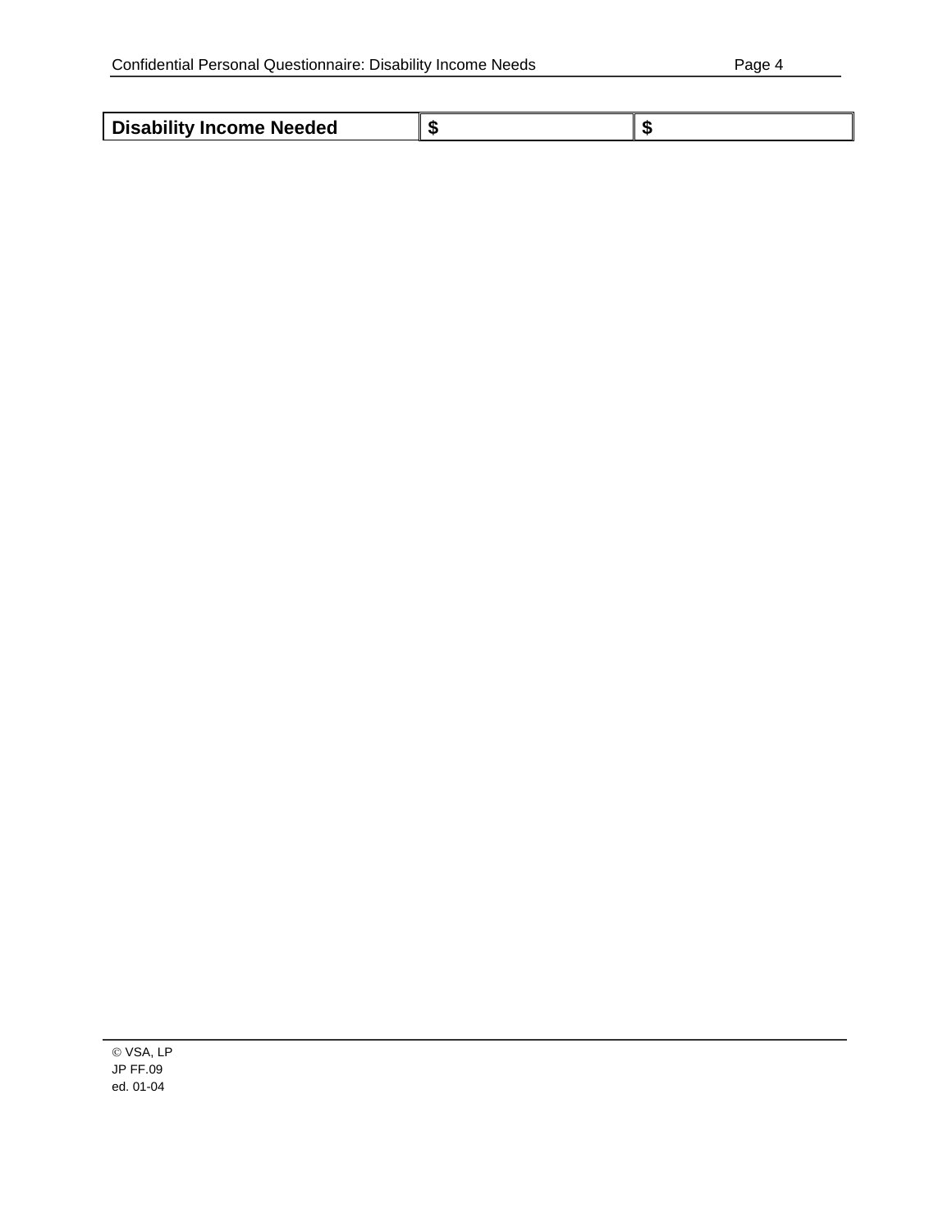| | | |
|---|---|---|
| **Disability Income Needed** | **$** | **$** |

© VSA, LP
JP FF.09
ed. 01-04